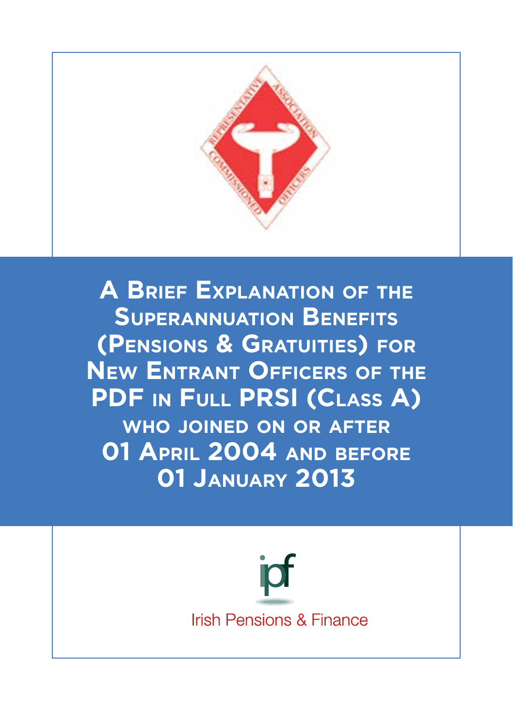# A Brief Explanation of the Superannuation Benefits (Pensions & Gratuities) for New Entrant Officers of the PDF in Full PRSI (Class A) who joined on or after 01 April 2004 and before 01 January 2013

Irish Pensions & Finance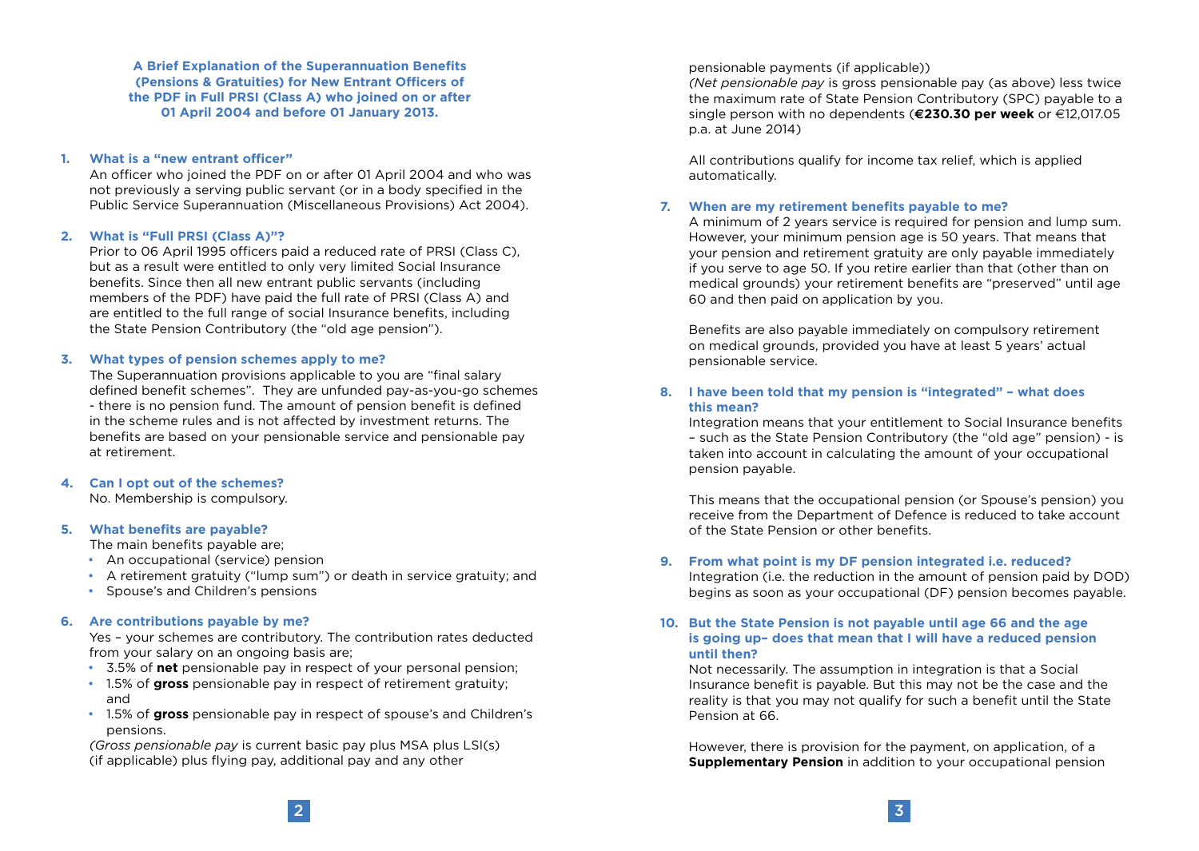**A Brief Explanation of the Superannuation Benefits (Pensions & Gratuities) for New Entrant Officers of the PDF in Full PRSI (Class A) who joined on or after 01 April 2004 and before 01 January 2013.**

**1. What is a "new entrant officer"**

An officer who joined the PDF on or after 01 April 2004 and who was not previously a serving public servant (or in a body specified in the Public Service Superannuation (Miscellaneous Provisions) Act 2004).

**2. What is "Full PRSI (Class A)"?**

Prior to 06 April 1995 officers paid a reduced rate of PRSI (Class C), but as a result were entitled to only very limited Social Insurance benefits. Since then all new entrant public servants (including members of the PDF) have paid the full rate of PRSI (Class A) and are entitled to the full range of social Insurance benefits, including the State Pension Contributory (the "old age pension").

**3. What types of pension schemes apply to me?**

The Superannuation provisions applicable to you are "final salary defined benefit schemes". They are unfunded pay-as-you-go schemes - there is no pension fund. The amount of pension benefit is defined in the scheme rules and is not affected by investment returns. The benefits are based on your pensionable service and pensionable pay at retirement.

**4. Can I opt out of the schemes?**

No. Membership is compulsory.

**5. What benefits are payable?**

The main benefits payable are;

- An occupational (service) pension
- A retirement gratuity ("lump sum") or death in service gratuity; and
- Spouse's and Children's pensions

**6. Are contributions payable by me?**

Yes – your schemes are contributory. The contribution rates deducted from your salary on an ongoing basis are;

- 3.5% of **net** pensionable pay in respect of your personal pension;
- 1.5% of **gross** pensionable pay in respect of retirement gratuity; and
- 1.5% of **gross** pensionable pay in respect of spouse's and Children's pensions.

*(Gross pensionable pay* is current basic pay plus MSA plus LSI(s) (if applicable) plus flying pay, additional pay and any other pensionable payments (if applicable))

*(Net pensionable pay* is gross pensionable pay (as above) less twice the maximum rate of State Pension Contributory (SPC) payable to a single person with no dependents (**€230.30 per week** or €12,017.05 p.a. at June 2014)

All contributions qualify for income tax relief, which is applied automatically.

**7. When are my retirement benefits payable to me?**

A minimum of 2 years service is required for pension and lump sum. However, your minimum pension age is 50 years. That means that your pension and retirement gratuity are only payable immediately if you serve to age 50. If you retire earlier than that (other than on medical grounds) your retirement benefits are "preserved" until age 60 and then paid on application by you.

Benefits are also payable immediately on compulsory retirement on medical grounds, provided you have at least 5 years' actual pensionable service.

**8. I have been told that my pension is "integrated" – what does this mean?**

Integration means that your entitlement to Social Insurance benefits – such as the State Pension Contributory (the "old age" pension) - is taken into account in calculating the amount of your occupational pension payable.

This means that the occupational pension (or Spouse's pension) you receive from the Department of Defence is reduced to take account of the State Pension or other benefits.

**9. From what point is my DF pension integrated i.e. reduced?**

Integration (i.e. the reduction in the amount of pension paid by DOD) begins as soon as your occupational (DF) pension becomes payable.

**10. But the State Pension is not payable until age 66 and the age is going up– does that mean that I will have a reduced pension until then?**

Not necessarily. The assumption in integration is that a Social Insurance benefit is payable. But this may not be the case and the reality is that you may not qualify for such a benefit until the State Pension at 66.

However, there is provision for the payment, on application, of a **Supplementary Pension** in addition to your occupational pension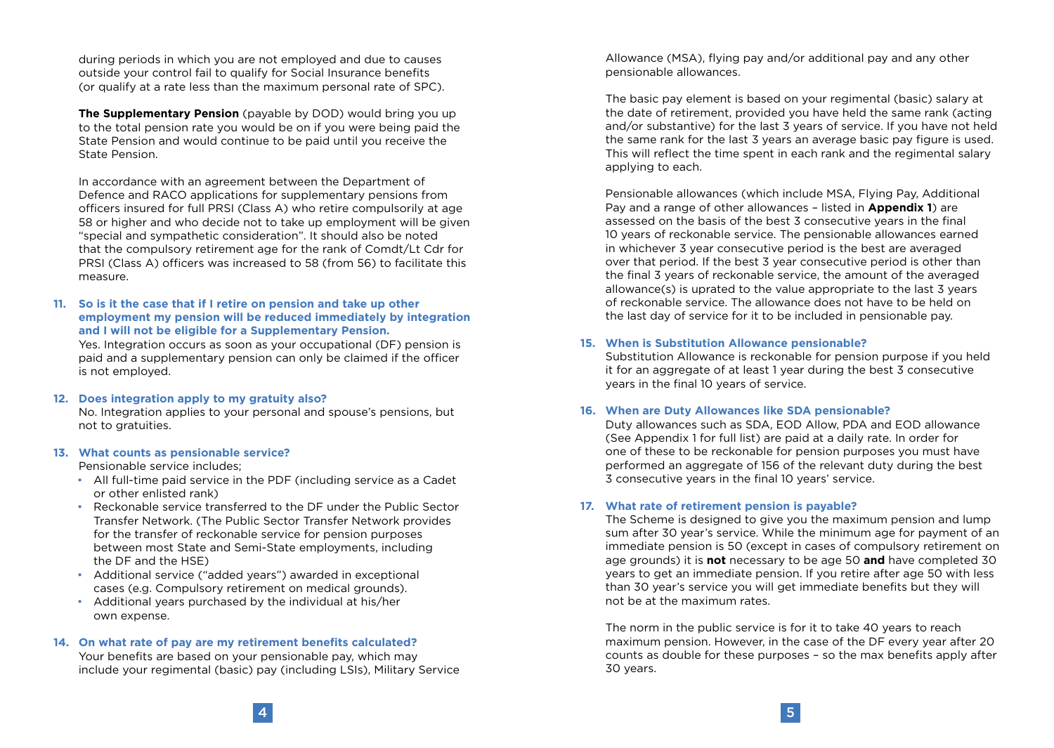during periods in which you are not employed and due to causes outside your control fail to qualify for Social Insurance benefits (or qualify at a rate less than the maximum personal rate of SPC).

**The Supplementary Pension** (payable by DOD) would bring you up to the total pension rate you would be on if you were being paid the State Pension and would continue to be paid until you receive the State Pension.

In accordance with an agreement between the Department of Defence and RACO applications for supplementary pensions from officers insured for full PRSI (Class A) who retire compulsorily at age 58 or higher and who decide not to take up employment will be given "special and sympathetic consideration". It should also be noted that the compulsory retirement age for the rank of Comdt/Lt Cdr for PRSI (Class A) officers was increased to 58 (from 56) to facilitate this measure.

**11. So is it the case that if I retire on pension and take up other employment my pension will be reduced immediately by integration and I will not be eligible for a Supplementary Pension.**

Yes. Integration occurs as soon as your occupational (DF) pension is paid and a supplementary pension can only be claimed if the officer is not employed.

**12. Does integration apply to my gratuity also?**

No. Integration applies to your personal and spouse's pensions, but not to gratuities.

**13. What counts as pensionable service?**

Pensionable service includes;

- All full-time paid service in the PDF (including service as a Cadet or other enlisted rank)
- Reckonable service transferred to the DF under the Public Sector Transfer Network. (The Public Sector Transfer Network provides for the transfer of reckonable service for pension purposes between most State and Semi-State employments, including the DF and the HSE)
- Additional service ("added years") awarded in exceptional cases (e.g. Compulsory retirement on medical grounds).
- Additional years purchased by the individual at his/her own expense.

**14. On what rate of pay are my retirement benefits calculated?**

Your benefits are based on your pensionable pay, which may include your regimental (basic) pay (including LSIs), Military Service Allowance (MSA), flying pay and/or additional pay and any other pensionable allowances.

The basic pay element is based on your regimental (basic) salary at the date of retirement, provided you have held the same rank (acting and/or substantive) for the last 3 years of service. If you have not held the same rank for the last 3 years an average basic pay figure is used. This will reflect the time spent in each rank and the regimental salary applying to each.

Pensionable allowances (which include MSA, Flying Pay, Additional Pay and a range of other allowances – listed in **Appendix 1**) are assessed on the basis of the best 3 consecutive years in the final 10 years of reckonable service. The pensionable allowances earned in whichever 3 year consecutive period is the best are averaged over that period. If the best 3 year consecutive period is other than the final 3 years of reckonable service, the amount of the averaged allowance(s) is uprated to the value appropriate to the last 3 years of reckonable service. The allowance does not have to be held on the last day of service for it to be included in pensionable pay.

**15. When is Substitution Allowance pensionable?**

Substitution Allowance is reckonable for pension purpose if you held it for an aggregate of at least 1 year during the best 3 consecutive years in the final 10 years of service.

**16. When are Duty Allowances like SDA pensionable?**

Duty allowances such as SDA, EOD Allow, PDA and EOD allowance (See Appendix 1 for full list) are paid at a daily rate. In order for one of these to be reckonable for pension purposes you must have performed an aggregate of 156 of the relevant duty during the best 3 consecutive years in the final 10 years' service.

**17. What rate of retirement pension is payable?**

The Scheme is designed to give you the maximum pension and lump sum after 30 year's service. While the minimum age for payment of an immediate pension is 50 (except in cases of compulsory retirement on age grounds) it is **not** necessary to be age 50 **and** have completed 30 years to get an immediate pension. If you retire after age 50 with less than 30 year's service you will get immediate benefits but they will not be at the maximum rates.

The norm in the public service is for it to take 40 years to reach maximum pension. However, in the case of the DF every year after 20 counts as double for these purposes – so the max benefits apply after 30 years.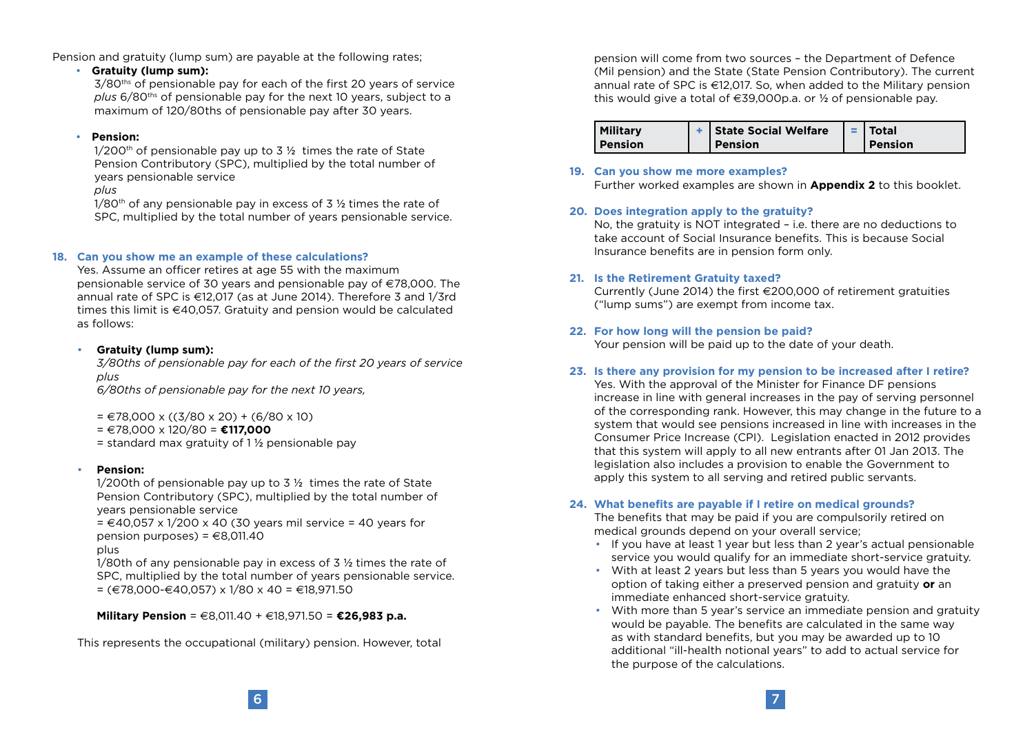Pension and gratuity (lump sum) are payable at the following rates;

- **Gratuity (lump sum):**
  3/80ths of pensionable pay for each of the first 20 years of service *plus* 6/80ths of pensionable pay for the next 10 years, subject to a maximum of 120/80ths of pensionable pay after 30 years.

- **Pension:**
  1/200th of pensionable pay up to 3 ½ times the rate of State Pension Contributory (SPC), multiplied by the total number of years pensionable service
  *plus*
  1/80th of any pensionable pay in excess of 3 ½ times the rate of SPC, multiplied by the total number of years pensionable service.

**18. Can you show me an example of these calculations?**

Yes. Assume an officer retires at age 55 with the maximum pensionable service of 30 years and pensionable pay of €78,000. The annual rate of SPC is €12,017 (as at June 2014). Therefore 3 and 1/3rd times this limit is €40,057. Gratuity and pension would be calculated as follows:

- **Gratuity (lump sum):**
  *3/80ths of pensionable pay for each of the first 20 years of service plus*
  *6/80ths of pensionable pay for the next 10 years,*

  = €78,000 x ((3/80 x 20) + (6/80 x 10)
  = €78,000 x 120/80 = **€117,000**
  = standard max gratuity of 1 ½ pensionable pay

- **Pension:**
  1/200th of pensionable pay up to 3 ½ times the rate of State Pension Contributory (SPC), multiplied by the total number of years pensionable service
  = €40,057 x 1/200 x 40 (30 years mil service = 40 years for pension purposes) = €8,011.40
  plus
  1/80th of any pensionable pay in excess of 3 ½ times the rate of SPC, multiplied by the total number of years pensionable service.
  = (€78,000-€40,057) x 1/80 x 40 = €18,971.50

  **Military Pension** = €8,011.40 + €18,971.50 = **€26,983 p.a.**

This represents the occupational (military) pension. However, total pension will come from two sources – the Department of Defence (Mil pension) and the State (State Pension Contributory). The current annual rate of SPC is €12,017. So, when added to the Military pension this would give a total of €39,000p.a. or ½ of pensionable pay.

| Military Pension | + | State Social Welfare Pension | = | Total Pension |
|---|---|---|---|---|

**19. Can you show me more examples?**

Further worked examples are shown in **Appendix 2** to this booklet.

**20. Does integration apply to the gratuity?**

No, the gratuity is NOT integrated – i.e. there are no deductions to take account of Social Insurance benefits. This is because Social Insurance benefits are in pension form only.

**21. Is the Retirement Gratuity taxed?**

Currently (June 2014) the first €200,000 of retirement gratuities ("lump sums") are exempt from income tax.

**22. For how long will the pension be paid?**

Your pension will be paid up to the date of your death.

**23. Is there any provision for my pension to be increased after I retire?**

Yes. With the approval of the Minister for Finance DF pensions increase in line with general increases in the pay of serving personnel of the corresponding rank. However, this may change in the future to a system that would see pensions increased in line with increases in the Consumer Price Increase (CPI). Legislation enacted in 2012 provides that this system will apply to all new entrants after 01 Jan 2013. The legislation also includes a provision to enable the Government to apply this system to all serving and retired public servants.

**24. What benefits are payable if I retire on medical grounds?**

The benefits that may be paid if you are compulsorily retired on medical grounds depend on your overall service;

- If you have at least 1 year but less than 2 year's actual pensionable service you would qualify for an immediate short-service gratuity.
- With at least 2 years but less than 5 years you would have the option of taking either a preserved pension and gratuity **or** an immediate enhanced short-service gratuity.
- With more than 5 year's service an immediate pension and gratuity would be payable. The benefits are calculated in the same way as with standard benefits, but you may be awarded up to 10 additional "ill-health notional years" to add to actual service for the purpose of the calculations.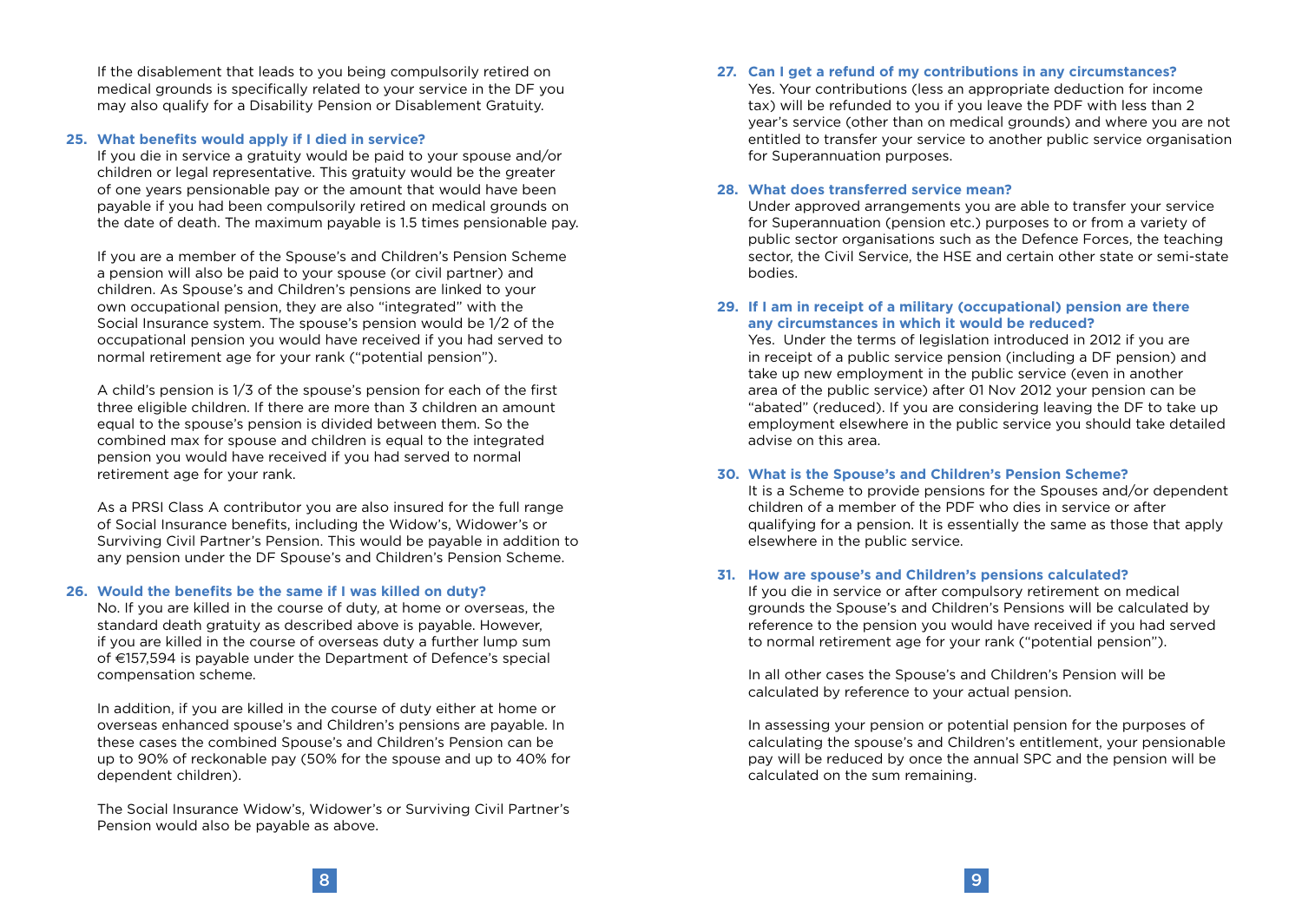If the disablement that leads to you being compulsorily retired on medical grounds is specifically related to your service in the DF you may also qualify for a Disability Pension or Disablement Gratuity.

**25. What benefits would apply if I died in service?**

If you die in service a gratuity would be paid to your spouse and/or children or legal representative. This gratuity would be the greater of one years pensionable pay or the amount that would have been payable if you had been compulsorily retired on medical grounds on the date of death. The maximum payable is 1.5 times pensionable pay.

If you are a member of the Spouse's and Children's Pension Scheme a pension will also be paid to your spouse (or civil partner) and children. As Spouse's and Children's pensions are linked to your own occupational pension, they are also "integrated" with the Social Insurance system. The spouse's pension would be 1/2 of the occupational pension you would have received if you had served to normal retirement age for your rank ("potential pension").

A child's pension is 1/3 of the spouse's pension for each of the first three eligible children. If there are more than 3 children an amount equal to the spouse's pension is divided between them. So the combined max for spouse and children is equal to the integrated pension you would have received if you had served to normal retirement age for your rank.

As a PRSI Class A contributor you are also insured for the full range of Social Insurance benefits, including the Widow's, Widower's or Surviving Civil Partner's Pension. This would be payable in addition to any pension under the DF Spouse's and Children's Pension Scheme.

**26. Would the benefits be the same if I was killed on duty?**

No. If you are killed in the course of duty, at home or overseas, the standard death gratuity as described above is payable. However, if you are killed in the course of overseas duty a further lump sum of €157,594 is payable under the Department of Defence's special compensation scheme.

In addition, if you are killed in the course of duty either at home or overseas enhanced spouse's and Children's pensions are payable. In these cases the combined Spouse's and Children's Pension can be up to 90% of reckonable pay (50% for the spouse and up to 40% for dependent children).

The Social Insurance Widow's, Widower's or Surviving Civil Partner's Pension would also be payable as above.

**27. Can I get a refund of my contributions in any circumstances?**

Yes. Your contributions (less an appropriate deduction for income tax) will be refunded to you if you leave the PDF with less than 2 year's service (other than on medical grounds) and where you are not entitled to transfer your service to another public service organisation for Superannuation purposes.

**28. What does transferred service mean?**

Under approved arrangements you are able to transfer your service for Superannuation (pension etc.) purposes to or from a variety of public sector organisations such as the Defence Forces, the teaching sector, the Civil Service, the HSE and certain other state or semi-state bodies.

**29. If I am in receipt of a military (occupational) pension are there any circumstances in which it would be reduced?**

Yes. Under the terms of legislation introduced in 2012 if you are in receipt of a public service pension (including a DF pension) and take up new employment in the public service (even in another area of the public service) after 01 Nov 2012 your pension can be "abated" (reduced). If you are considering leaving the DF to take up employment elsewhere in the public service you should take detailed advise on this area.

**30. What is the Spouse's and Children's Pension Scheme?**

It is a Scheme to provide pensions for the Spouses and/or dependent children of a member of the PDF who dies in service or after qualifying for a pension. It is essentially the same as those that apply elsewhere in the public service.

**31. How are spouse's and Children's pensions calculated?**

If you die in service or after compulsory retirement on medical grounds the Spouse's and Children's Pensions will be calculated by reference to the pension you would have received if you had served to normal retirement age for your rank ("potential pension").

In all other cases the Spouse's and Children's Pension will be calculated by reference to your actual pension.

In assessing your pension or potential pension for the purposes of calculating the spouse's and Children's entitlement, your pensionable pay will be reduced by once the annual SPC and the pension will be calculated on the sum remaining.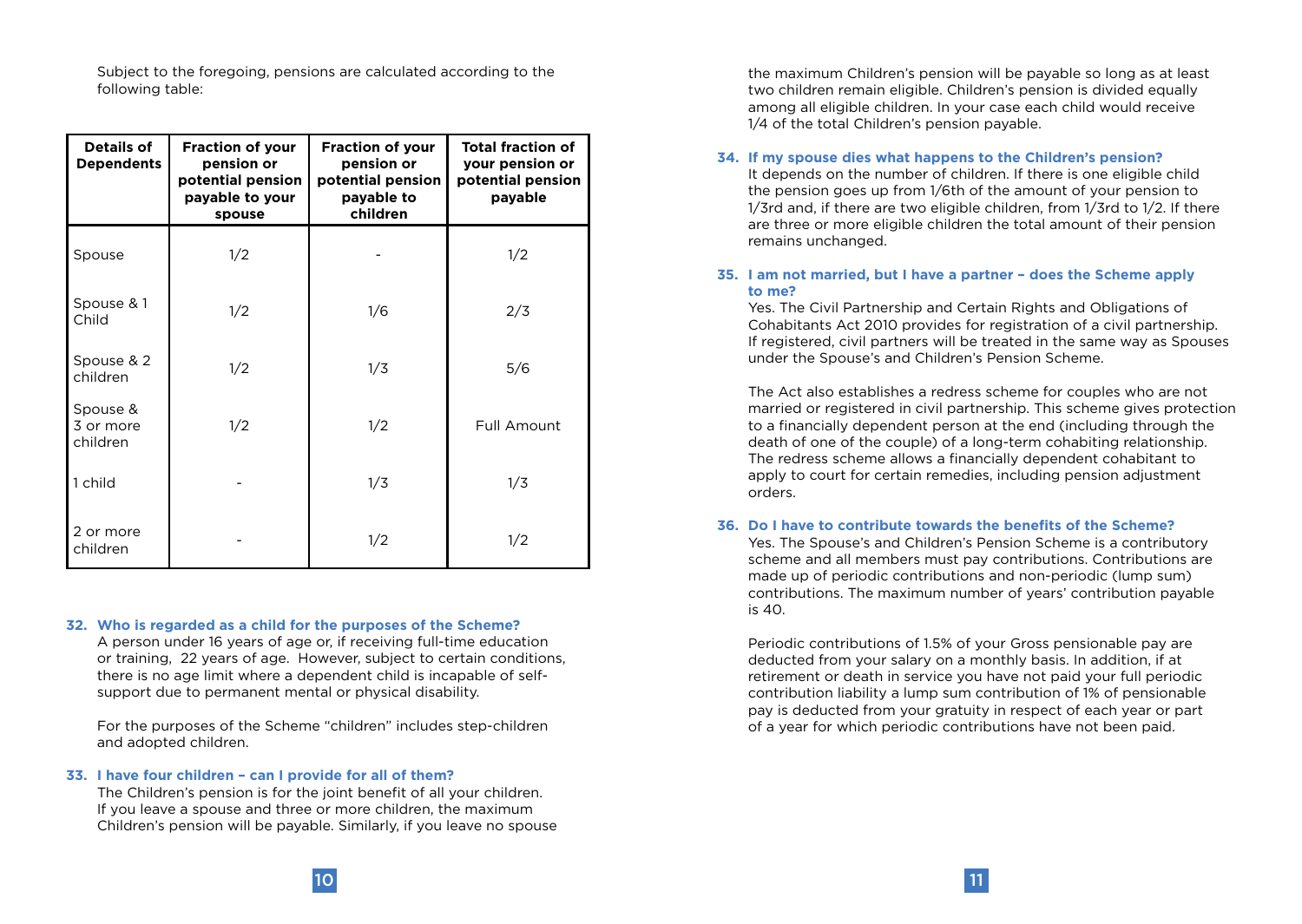Subject to the foregoing, pensions are calculated according to the following table:

| Details of Dependents | Fraction of your pension or potential pension payable to your spouse | Fraction of your pension or potential pension payable to children | Total fraction of your pension or potential pension payable |
|---|---|---|---|
| Spouse | 1/2 | - | 1/2 |
| Spouse & 1 Child | 1/2 | 1/6 | 2/3 |
| Spouse & 2 children | 1/2 | 1/3 | 5/6 |
| Spouse & 3 or more children | 1/2 | 1/2 | Full Amount |
| 1 child | - | 1/3 | 1/3 |
| 2 or more children | - | 1/2 | 1/2 |

### 32. Who is regarded as a child for the purposes of the Scheme?

A person under 16 years of age or, if receiving full-time education or training, 22 years of age. However, subject to certain conditions, there is no age limit where a dependent child is incapable of self-support due to permanent mental or physical disability.

For the purposes of the Scheme "children" includes step-children and adopted children.

### 33. I have four children – can I provide for all of them?

The Children's pension is for the joint benefit of all your children. If you leave a spouse and three or more children, the maximum Children's pension will be payable. Similarly, if you leave no spouse the maximum Children's pension will be payable so long as at least two children remain eligible. Children's pension is divided equally among all eligible children. In your case each child would receive 1/4 of the total Children's pension payable.

### 34. If my spouse dies what happens to the Children's pension?

It depends on the number of children. If there is one eligible child the pension goes up from 1/6th of the amount of your pension to 1/3rd and, if there are two eligible children, from 1/3rd to 1/2. If there are three or more eligible children the total amount of their pension remains unchanged.

### 35. I am not married, but I have a partner – does the Scheme apply to me?

Yes. The Civil Partnership and Certain Rights and Obligations of Cohabitants Act 2010 provides for registration of a civil partnership. If registered, civil partners will be treated in the same way as Spouses under the Spouse's and Children's Pension Scheme.

The Act also establishes a redress scheme for couples who are not married or registered in civil partnership. This scheme gives protection to a financially dependent person at the end (including through the death of one of the couple) of a long-term cohabiting relationship. The redress scheme allows a financially dependent cohabitant to apply to court for certain remedies, including pension adjustment orders.

### 36. Do I have to contribute towards the benefits of the Scheme?

Yes. The Spouse's and Children's Pension Scheme is a contributory scheme and all members must pay contributions. Contributions are made up of periodic contributions and non-periodic (lump sum) contributions. The maximum number of years' contribution payable is 40.

Periodic contributions of 1.5% of your Gross pensionable pay are deducted from your salary on a monthly basis. In addition, if at retirement or death in service you have not paid your full periodic contribution liability a lump sum contribution of 1% of pensionable pay is deducted from your gratuity in respect of each year or part of a year for which periodic contributions have not been paid.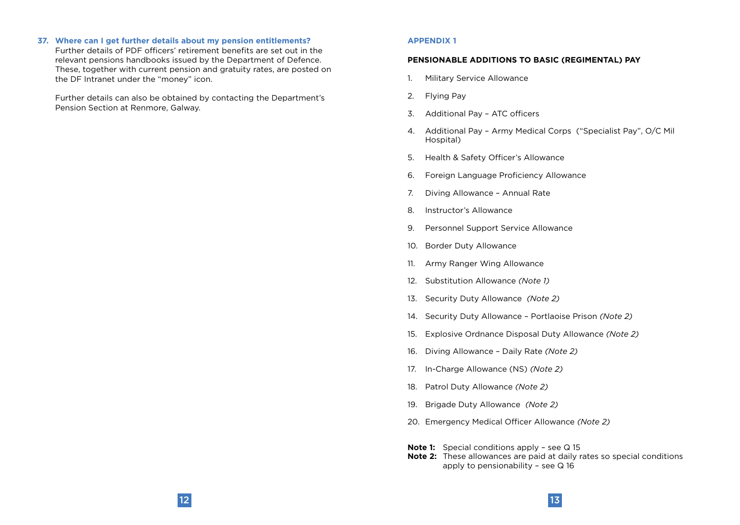**37. Where can I get further details about my pension entitlements?**

Further details of PDF officers' retirement benefits are set out in the relevant pensions handbooks issued by the Department of Defence. These, together with current pension and gratuity rates, are posted on the DF Intranet under the "money" icon.

Further details can also be obtained by contacting the Department's Pension Section at Renmore, Galway.

## APPENDIX 1

### PENSIONABLE ADDITIONS TO BASIC (REGIMENTAL) PAY

1. Military Service Allowance
2. Flying Pay
3. Additional Pay – ATC officers
4. Additional Pay – Army Medical Corps ("Specialist Pay", O/C Mil Hospital)
5. Health & Safety Officer's Allowance
6. Foreign Language Proficiency Allowance
7. Diving Allowance – Annual Rate
8. Instructor's Allowance
9. Personnel Support Service Allowance
10. Border Duty Allowance
11. Army Ranger Wing Allowance
12. Substitution Allowance *(Note 1)*
13. Security Duty Allowance *(Note 2)*
14. Security Duty Allowance – Portlaoise Prison *(Note 2)*
15. Explosive Ordnance Disposal Duty Allowance *(Note 2)*
16. Diving Allowance – Daily Rate *(Note 2)*
17. In-Charge Allowance (NS) *(Note 2)*
18. Patrol Duty Allowance *(Note 2)*
19. Brigade Duty Allowance *(Note 2)*
20. Emergency Medical Officer Allowance *(Note 2)*

**Note 1:** Special conditions apply – see Q 15
**Note 2:** These allowances are paid at daily rates so special conditions apply to pensionability – see Q 16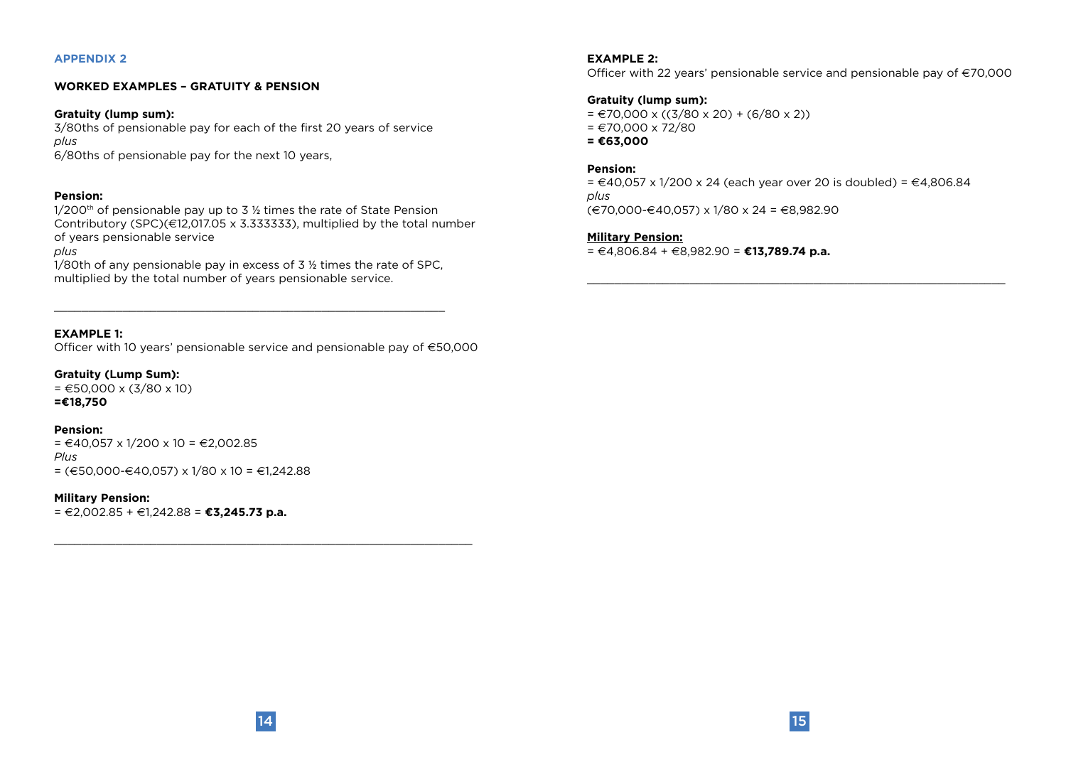## APPENDIX 2

### WORKED EXAMPLES – GRATUITY & PENSION

**Gratuity (lump sum):**

3/80ths of pensionable pay for each of the first 20 years of service

*plus*

6/80ths of pensionable pay for the next 10 years,

**Pension:**

1/200th of pensionable pay up to 3 ½ times the rate of State Pension Contributory (SPC)(€12,017.05 x 3.333333), multiplied by the total number of years pensionable service

*plus*

1/80th of any pensionable pay in excess of 3 ½ times the rate of SPC, multiplied by the total number of years pensionable service.

---

**EXAMPLE 1:**

Officer with 10 years' pensionable service and pensionable pay of €50,000

**Gratuity (Lump Sum):**

= €50,000 x (3/80 x 10)

**=€18,750**

**Pension:**

= €40,057 x 1/200 x 10 = €2,002.85

*Plus*

= (€50,000-€40,057) x 1/80 x 10 = €1,242.88

**Military Pension:**

= €2,002.85 + €1,242.88 = **€3,245.73 p.a.**

---

**EXAMPLE 2:**

Officer with 22 years' pensionable service and pensionable pay of €70,000

**Gratuity (lump sum):**

= €70,000 x ((3/80 x 20) + (6/80 x 2))

= €70,000 x 72/80

**= €63,000**

**Pension:**

= €40,057 x 1/200 x 24 (each year over 20 is doubled) = €4,806.84

*plus*

(€70,000-€40,057) x 1/80 x 24 = €8,982.90

**<u>Military Pension:</u>**

= €4,806.84 + €8,982.90 = **€13,789.74 p.a.**

---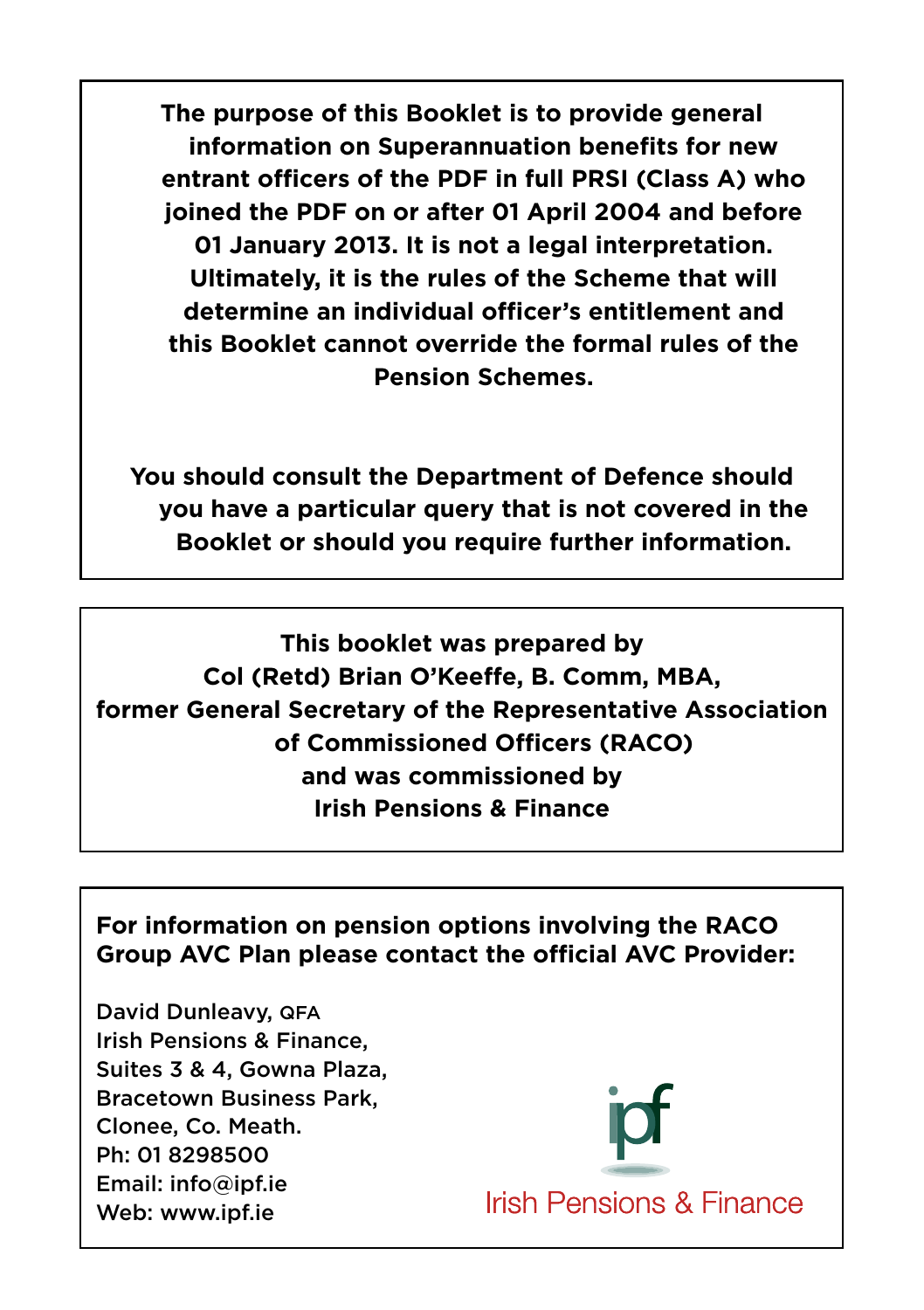**The purpose of this Booklet is to provide general information on Superannuation benefits for new entrant officers of the PDF in full PRSI (Class A) who joined the PDF on or after 01 April 2004 and before 01 January 2013. It is not a legal interpretation. Ultimately, it is the rules of the Scheme that will determine an individual officer's entitlement and this Booklet cannot override the formal rules of the Pension Schemes.**

**You should consult the Department of Defence should you have a particular query that is not covered in the Booklet or should you require further information.**

**This booklet was prepared by**
**Col (Retd) Brian O'Keeffe, B. Comm, MBA,**
**former General Secretary of the Representative Association of Commissioned Officers (RACO)**
**and was commissioned by**
**Irish Pensions & Finance**

**For information on pension options involving the RACO Group AVC Plan please contact the official AVC Provider:**

David Dunleavy, QFA
Irish Pensions & Finance,
Suites 3 & 4, Gowna Plaza,
Bracetown Business Park,
Clonee, Co. Meath.
Ph: 01 8298500
Email: info@ipf.ie
Web: www.ipf.ie

ipf
Irish Pensions & Finance